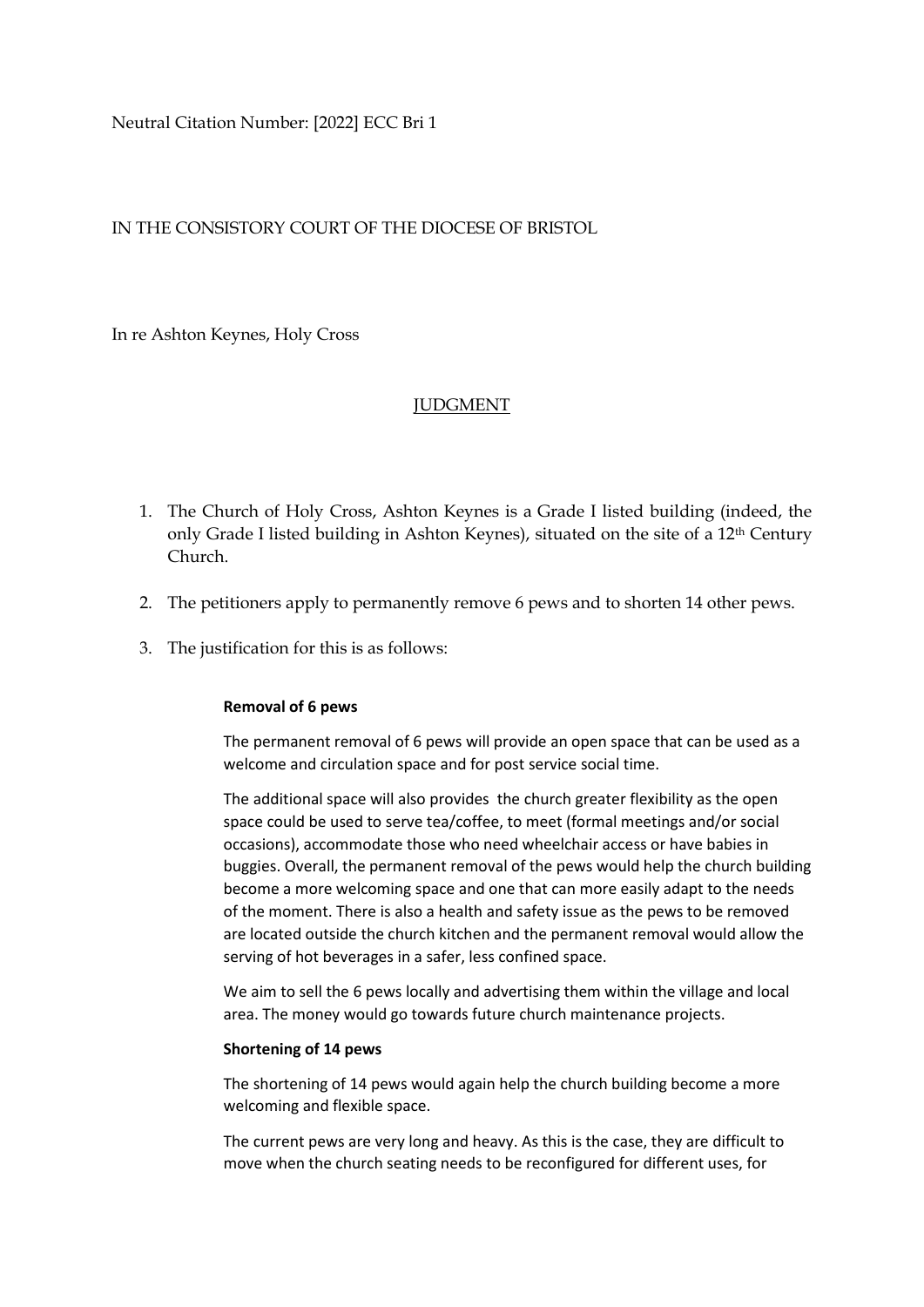Neutral Citation Number: [2022] ECC Bri 1

IN THE CONSISTORY COURT OF THE DIOCESE OF BRISTOL

In re Ashton Keynes, Holy Cross

# JUDGMENT

1. The Church of Holy Cross, Ashton Keynes is a Grade I listed building (indeed, the only Grade I listed building in Ashton Keynes), situated on the site of a 12th Century Church.

2. The petitioners apply to permanently remove 6 pews and to shorten 14 other pews.

3. The justification for this is as follows:

> **Removal of 6 pews**
>
> The permanent removal of 6 pews will provide an open space that can be used as a welcome and circulation space and for post service social time.
>
> The additional space will also provides the church greater flexibility as the open space could be used to serve tea/coffee, to meet (formal meetings and/or social occasions), accommodate those who need wheelchair access or have babies in buggies. Overall, the permanent removal of the pews would help the church building become a more welcoming space and one that can more easily adapt to the needs of the moment. There is also a health and safety issue as the pews to be removed are located outside the church kitchen and the permanent removal would allow the serving of hot beverages in a safer, less confined space.
>
> We aim to sell the 6 pews locally and advertising them within the village and local area. The money would go towards future church maintenance projects.
>
> **Shortening of 14 pews**
>
> The shortening of 14 pews would again help the church building become a more welcoming and flexible space.
>
> The current pews are very long and heavy. As this is the case, they are difficult to move when the church seating needs to be reconfigured for different uses, for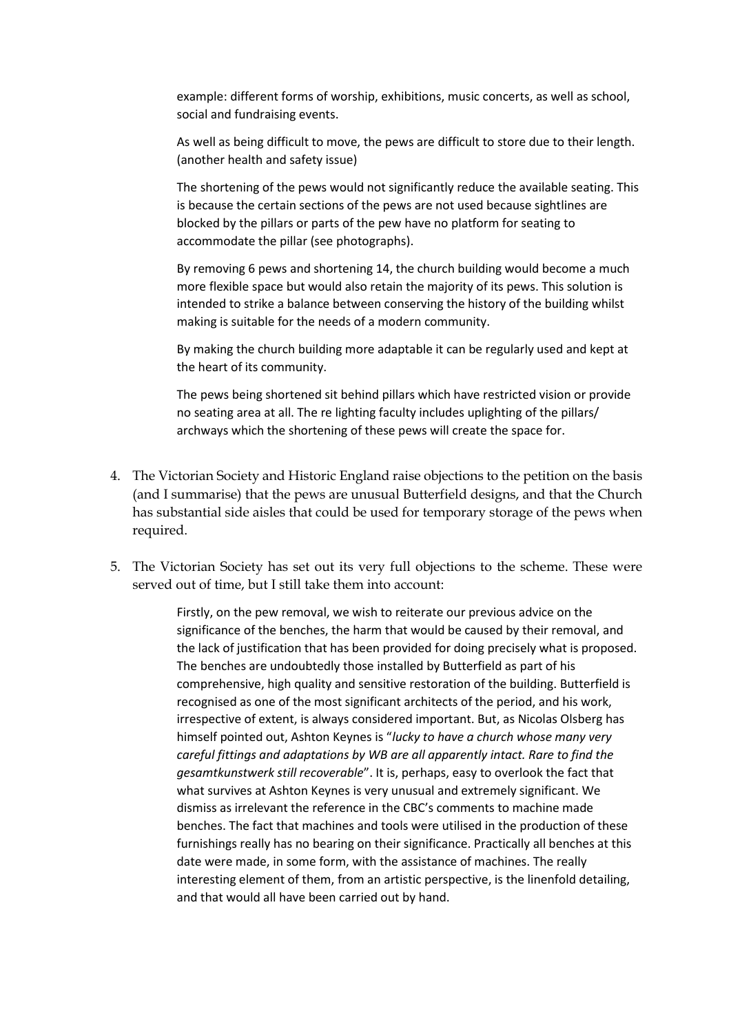example: different forms of worship, exhibitions, music concerts, as well as school, social and fundraising events.

As well as being difficult to move, the pews are difficult to store due to their length. (another health and safety issue)

The shortening of the pews would not significantly reduce the available seating. This is because the certain sections of the pews are not used because sightlines are blocked by the pillars or parts of the pew have no platform for seating to accommodate the pillar (see photographs).

By removing 6 pews and shortening 14, the church building would become a much more flexible space but would also retain the majority of its pews. This solution is intended to strike a balance between conserving the history of the building whilst making is suitable for the needs of a modern community.

By making the church building more adaptable it can be regularly used and kept at the heart of its community.

The pews being shortened sit behind pillars which have restricted vision or provide no seating area at all. The re lighting faculty includes uplighting of the pillars/ archways which the shortening of these pews will create the space for.

4. The Victorian Society and Historic England raise objections to the petition on the basis (and I summarise) that the pews are unusual Butterfield designs, and that the Church has substantial side aisles that could be used for temporary storage of the pews when required.

5. The Victorian Society has set out its very full objections to the scheme. These were served out of time, but I still take them into account:

> Firstly, on the pew removal, we wish to reiterate our previous advice on the significance of the benches, the harm that would be caused by their removal, and the lack of justification that has been provided for doing precisely what is proposed. The benches are undoubtedly those installed by Butterfield as part of his comprehensive, high quality and sensitive restoration of the building. Butterfield is recognised as one of the most significant architects of the period, and his work, irrespective of extent, is always considered important. But, as Nicolas Olsberg has himself pointed out, Ashton Keynes is "*lucky to have a church whose many very careful fittings and adaptations by WB are all apparently intact. Rare to find the gesamtkunstwerk still recoverable*". It is, perhaps, easy to overlook the fact that what survives at Ashton Keynes is very unusual and extremely significant. We dismiss as irrelevant the reference in the CBC's comments to machine made benches. The fact that machines and tools were utilised in the production of these furnishings really has no bearing on their significance. Practically all benches at this date were made, in some form, with the assistance of machines. The really interesting element of them, from an artistic perspective, is the linenfold detailing, and that would all have been carried out by hand.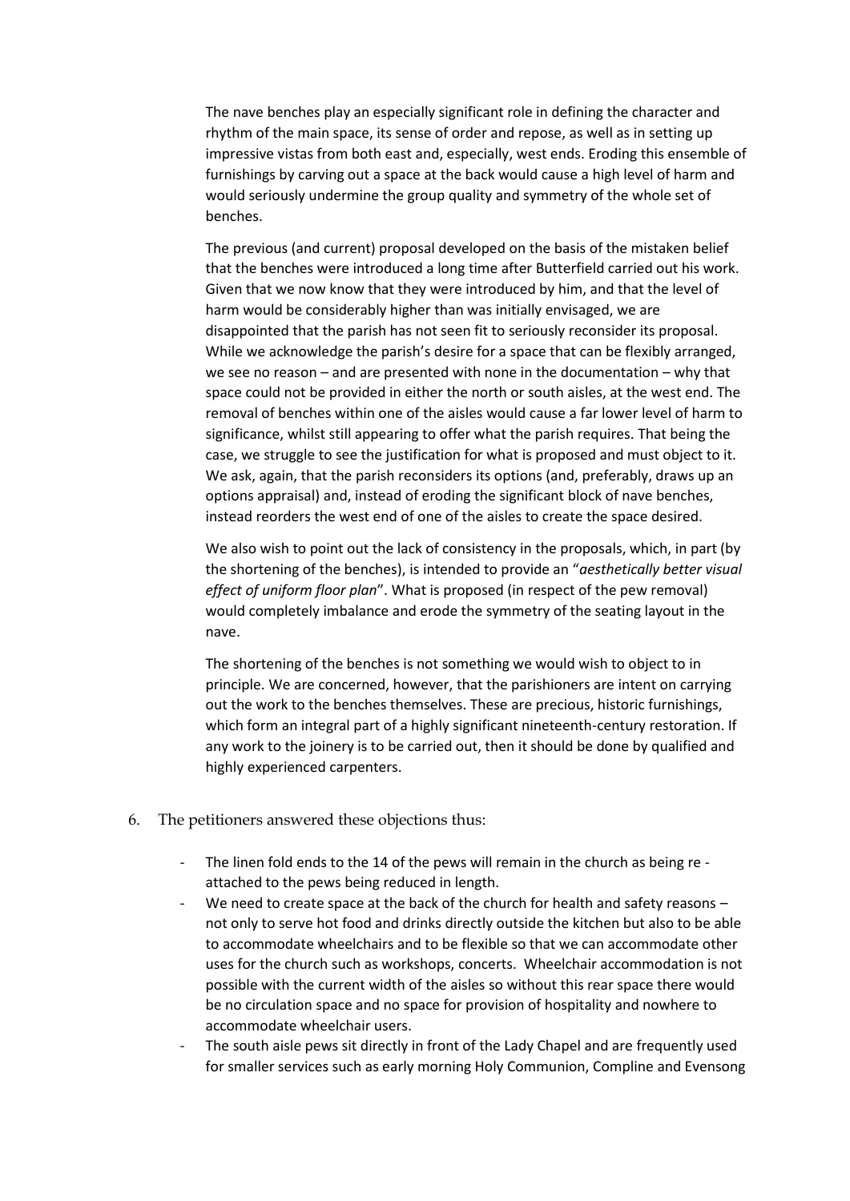The nave benches play an especially significant role in defining the character and rhythm of the main space, its sense of order and repose, as well as in setting up impressive vistas from both east and, especially, west ends. Eroding this ensemble of furnishings by carving out a space at the back would cause a high level of harm and would seriously undermine the group quality and symmetry of the whole set of benches.

The previous (and current) proposal developed on the basis of the mistaken belief that the benches were introduced a long time after Butterfield carried out his work. Given that we now know that they were introduced by him, and that the level of harm would be considerably higher than was initially envisaged, we are disappointed that the parish has not seen fit to seriously reconsider its proposal. While we acknowledge the parish's desire for a space that can be flexibly arranged, we see no reason – and are presented with none in the documentation – why that space could not be provided in either the north or south aisles, at the west end. The removal of benches within one of the aisles would cause a far lower level of harm to significance, whilst still appearing to offer what the parish requires. That being the case, we struggle to see the justification for what is proposed and must object to it. We ask, again, that the parish reconsiders its options (and, preferably, draws up an options appraisal) and, instead of eroding the significant block of nave benches, instead reorders the west end of one of the aisles to create the space desired.

We also wish to point out the lack of consistency in the proposals, which, in part (by the shortening of the benches), is intended to provide an "*aesthetically better visual effect of uniform floor plan*". What is proposed (in respect of the pew removal) would completely imbalance and erode the symmetry of the seating layout in the nave.

The shortening of the benches is not something we would wish to object to in principle. We are concerned, however, that the parishioners are intent on carrying out the work to the benches themselves. These are precious, historic furnishings, which form an integral part of a highly significant nineteenth-century restoration. If any work to the joinery is to be carried out, then it should be done by qualified and highly experienced carpenters.

6. The petitioners answered these objections thus:

- The linen fold ends to the 14 of the pews will remain in the church as being re - attached to the pews being reduced in length.
- We need to create space at the back of the church for health and safety reasons – not only to serve hot food and drinks directly outside the kitchen but also to be able to accommodate wheelchairs and to be flexible so that we can accommodate other uses for the church such as workshops, concerts. Wheelchair accommodation is not possible with the current width of the aisles so without this rear space there would be no circulation space and no space for provision of hospitality and nowhere to accommodate wheelchair users.
- The south aisle pews sit directly in front of the Lady Chapel and are frequently used for smaller services such as early morning Holy Communion, Compline and Evensong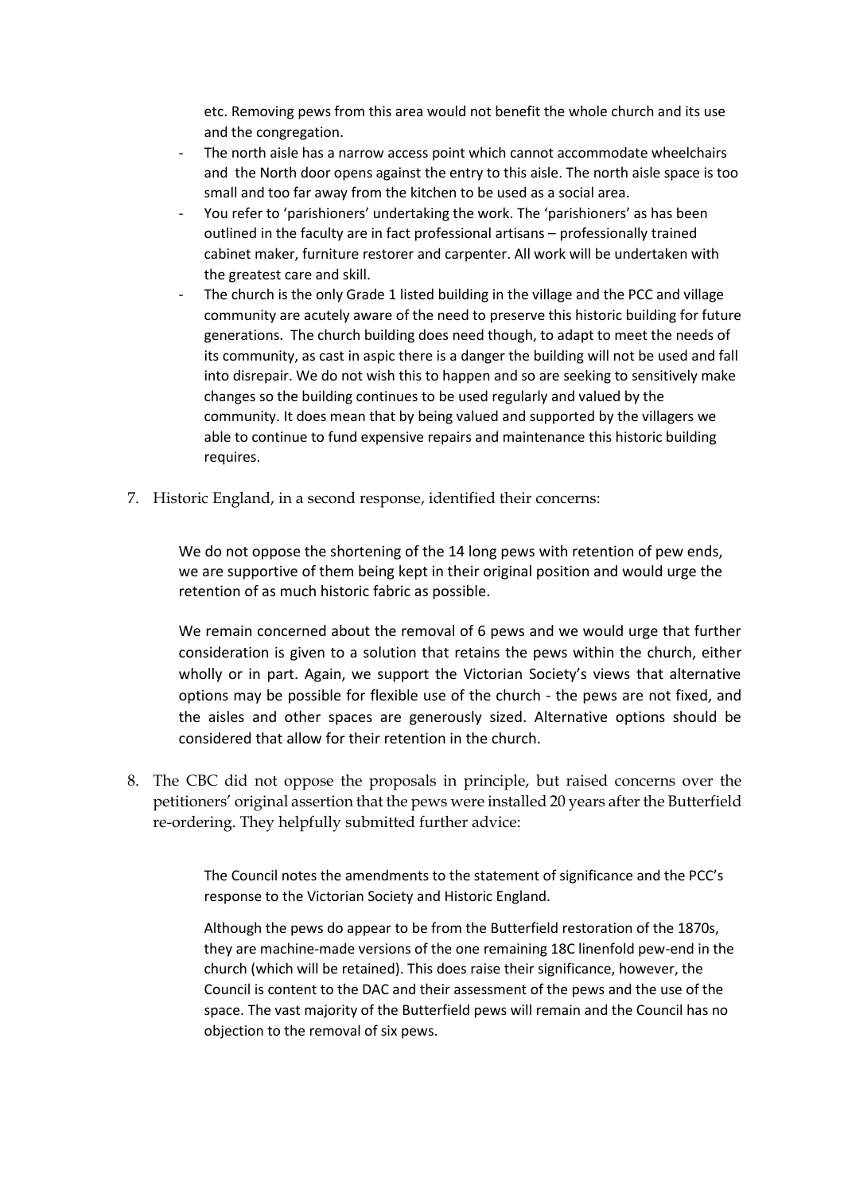etc. Removing pews from this area would not benefit the whole church and its use and the congregation.

- The north aisle has a narrow access point which cannot accommodate wheelchairs and the North door opens against the entry to this aisle. The north aisle space is too small and too far away from the kitchen to be used as a social area.
- You refer to 'parishioners' undertaking the work. The 'parishioners' as has been outlined in the faculty are in fact professional artisans – professionally trained cabinet maker, furniture restorer and carpenter. All work will be undertaken with the greatest care and skill.
- The church is the only Grade 1 listed building in the village and the PCC and village community are acutely aware of the need to preserve this historic building for future generations. The church building does need though, to adapt to meet the needs of its community, as cast in aspic there is a danger the building will not be used and fall into disrepair. We do not wish this to happen and so are seeking to sensitively make changes so the building continues to be used regularly and valued by the community. It does mean that by being valued and supported by the villagers we able to continue to fund expensive repairs and maintenance this historic building requires.

7. Historic England, in a second response, identified their concerns:

> We do not oppose the shortening of the 14 long pews with retention of pew ends, we are supportive of them being kept in their original position and would urge the retention of as much historic fabric as possible.
>
> We remain concerned about the removal of 6 pews and we would urge that further consideration is given to a solution that retains the pews within the church, either wholly or in part. Again, we support the Victorian Society's views that alternative options may be possible for flexible use of the church - the pews are not fixed, and the aisles and other spaces are generously sized. Alternative options should be considered that allow for their retention in the church.

8. The CBC did not oppose the proposals in principle, but raised concerns over the petitioners' original assertion that the pews were installed 20 years after the Butterfield re-ordering. They helpfully submitted further advice:

> The Council notes the amendments to the statement of significance and the PCC's response to the Victorian Society and Historic England.
>
> Although the pews do appear to be from the Butterfield restoration of the 1870s, they are machine-made versions of the one remaining 18C linenfold pew-end in the church (which will be retained). This does raise their significance, however, the Council is content to the DAC and their assessment of the pews and the use of the space. The vast majority of the Butterfield pews will remain and the Council has no objection to the removal of six pews.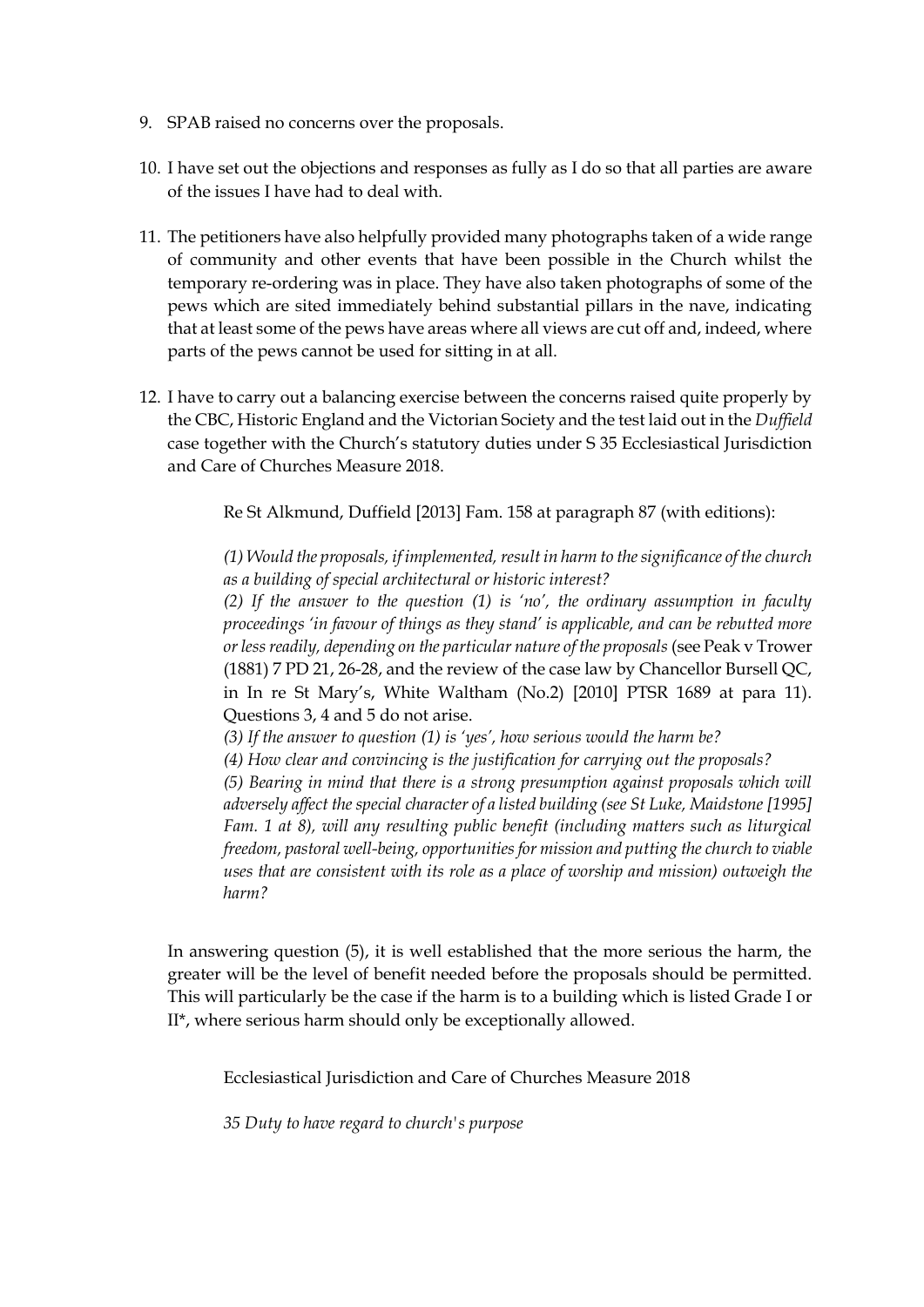9. SPAB raised no concerns over the proposals.

10. I have set out the objections and responses as fully as I do so that all parties are aware of the issues I have had to deal with.

11. The petitioners have also helpfully provided many photographs taken of a wide range of community and other events that have been possible in the Church whilst the temporary re-ordering was in place. They have also taken photographs of some of the pews which are sited immediately behind substantial pillars in the nave, indicating that at least some of the pews have areas where all views are cut off and, indeed, where parts of the pews cannot be used for sitting in at all.

12. I have to carry out a balancing exercise between the concerns raised quite properly by the CBC, Historic England and the Victorian Society and the test laid out in the *Duffield* case together with the Church's statutory duties under S 35 Ecclesiastical Jurisdiction and Care of Churches Measure 2018.

    Re St Alkmund, Duffield [2013] Fam. 158 at paragraph 87 (with editions):

    *(1) Would the proposals, if implemented, result in harm to the significance of the church as a building of special architectural or historic interest?*
    *(2) If the answer to the question (1) is 'no', the ordinary assumption in faculty proceedings 'in favour of things as they stand' is applicable, and can be rebutted more or less readily, depending on the particular nature of the proposals* (see Peak v Trower (1881) 7 PD 21, 26-28, and the review of the case law by Chancellor Bursell QC, in In re St Mary's, White Waltham (No.2) [2010] PTSR 1689 at para 11). Questions 3, 4 and 5 do not arise.
    *(3) If the answer to question (1) is 'yes', how serious would the harm be?*
    *(4) How clear and convincing is the justification for carrying out the proposals?*
    *(5) Bearing in mind that there is a strong presumption against proposals which will adversely affect the special character of a listed building (see St Luke, Maidstone [1995] Fam. 1 at 8), will any resulting public benefit (including matters such as liturgical freedom, pastoral well-being, opportunities for mission and putting the church to viable uses that are consistent with its role as a place of worship and mission) outweigh the harm?*

    In answering question (5), it is well established that the more serious the harm, the greater will be the level of benefit needed before the proposals should be permitted. This will particularly be the case if the harm is to a building which is listed Grade I or II*, where serious harm should only be exceptionally allowed.

    Ecclesiastical Jurisdiction and Care of Churches Measure 2018

    *35 Duty to have regard to church's purpose*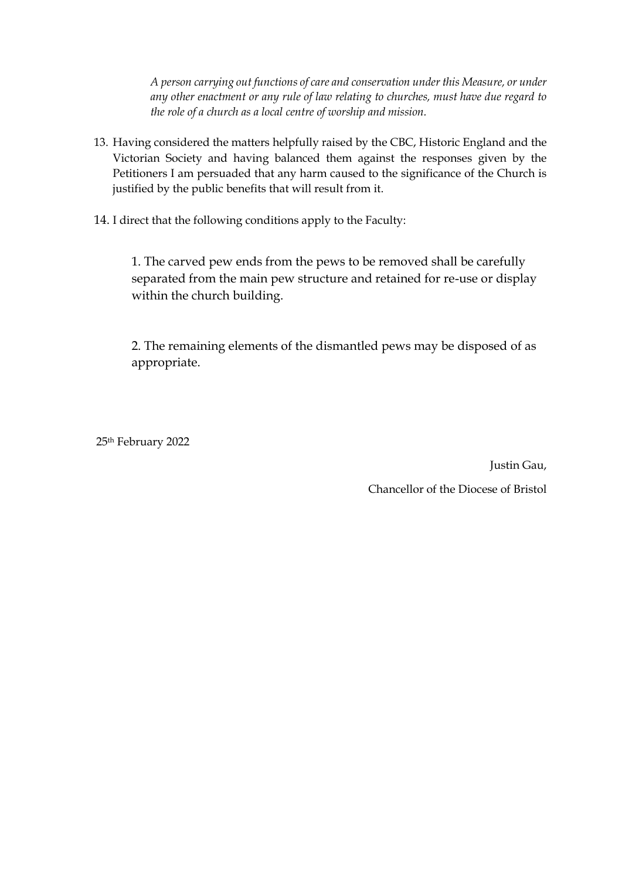*A person carrying out functions of care and conservation under this Measure, or under any other enactment or any rule of law relating to churches, must have due regard to the role of a church as a local centre of worship and mission.*

13. Having considered the matters helpfully raised by the CBC, Historic England and the Victorian Society and having balanced them against the responses given by the Petitioners I am persuaded that any harm caused to the significance of the Church is justified by the public benefits that will result from it.

14. I direct that the following conditions apply to the Faculty:

    1. The carved pew ends from the pews to be removed shall be carefully separated from the main pew structure and retained for re-use or display within the church building.

    2. The remaining elements of the dismantled pews may be disposed of as appropriate.

25th February 2022

Justin Gau,

Chancellor of the Diocese of Bristol